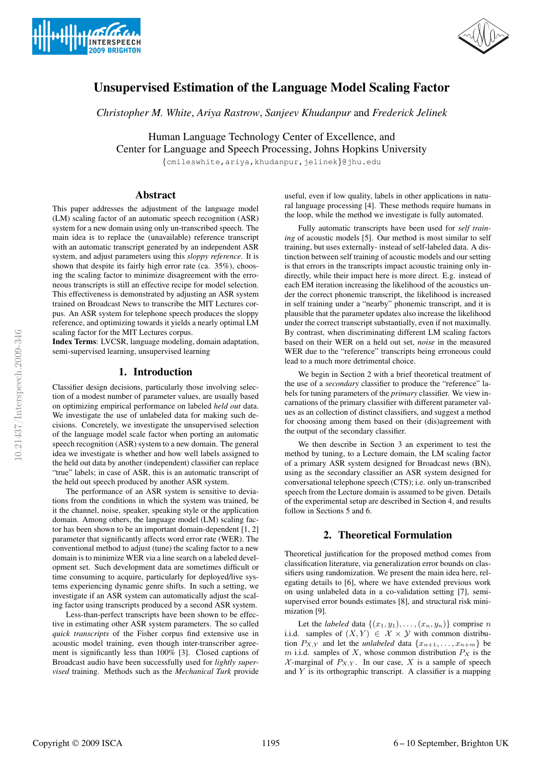# Unsupervised Estimation of the Language Model Scaling Factor

*Christopher M. White, Ariya Rastrow, Sanjeev Khudanpur* and *Frederick Jelinek*

Human Language Technology Center of Excellence, and
Center for Language and Speech Processing, Johns Hopkins University

{cmileswhite,ariya,khudanpur,jelinek}@jhu.edu

## Abstract

This paper addresses the adjustment of the language model (LM) scaling factor of an automatic speech recognition (ASR) system for a new domain using only un-transcribed speech. The main idea is to replace the (unavailable) reference transcript with an automatic transcript generated by an independent ASR system, and adjust parameters using this *sloppy reference*. It is shown that despite its fairly high error rate (ca. 35%), choosing the scaling factor to minimize disagreement with the erroneous transcripts is still an effective recipe for model selection. This effectiveness is demonstrated by adjusting an ASR system trained on Broadcast News to transcribe the MIT Lectures corpus. An ASR system for telephone speech produces the sloppy reference, and optimizing towards it yields a nearly optimal LM scaling factor for the MIT Lectures corpus.

**Index Terms**: LVCSR, language modeling, domain adaptation, semi-supervised learning, unsupervised learning

## 1. Introduction

Classifier design decisions, particularly those involving selection of a modest number of parameter values, are usually based on optimizing empirical performance on labeled *held out* data. We investigate the use of unlabeled data for making such decisions. Concretely, we investigate the unsupervised selection of the language model scale factor when porting an automatic speech recognition (ASR) system to a new domain. The general idea we investigate is whether and how well labels assigned to the held out data by another (independent) classifier can replace "true" labels; in case of ASR, this is an automatic transcript of the held out speech produced by another ASR system.

The performance of an ASR system is sensitive to deviations from the conditions in which the system was trained, be it the channel, noise, speaker, speaking style or the application domain. Among others, the language model (LM) scaling factor has been shown to be an important domain-dependent [1, 2] parameter that significantly affects word error rate (WER). The conventional method to adjust (tune) the scaling factor to a new domain is to minimize WER via a line search on a labeled development set. Such development data are sometimes difficult or time consuming to acquire, particularly for deployed/live systems experiencing dynamic genre shifts. In such a setting, we investigate if an ASR system can automatically adjust the scaling factor using transcripts produced by a second ASR system.

Less-than-perfect transcripts have been shown to be effective in estimating other ASR system parameters. The so called *quick transcripts* of the Fisher corpus find extensive use in acoustic model training, even though inter-transcriber agreement is significantly less than 100% [3]. Closed captions of Broadcast audio have been successfully used for *lightly supervised* training. Methods such as the *Mechanical Turk* provide useful, even if low quality, labels in other applications in natural language processing [4]. These methods require humans in the loop, while the method we investigate is fully automated.

Fully automatic transcripts have been used for *self training* of acoustic models [5]. Our method is most similar to self training, but uses externally- instead of self-labeled data. A distinction between self training of acoustic models and our setting is that errors in the transcripts impact acoustic training only indirectly, while their impact here is more direct. E.g. instead of each EM iteration increasing the likelihood of the acoustics under the correct phonemic transcript, the likelihood is increased in self training under a "nearby" phonemic transcript, and it is plausible that the parameter updates also increase the likelihood under the correct transcript substantially, even if not maximally. By contrast, when discriminating different LM scaling factors based on their WER on a held out set, *noise* in the measured WER due to the "reference" transcripts being erroneous could lead to a much more detrimental choice.

We begin in Section 2 with a brief theoretical treatment of the use of a *secondary* classifier to produce the "reference" labels for tuning parameters of the *primary* classifier. We view incarnations of the primary classifier with different parameter values as an collection of distinct classifiers, and suggest a method for choosing among them based on their (dis)agreement with the output of the secondary classifier.

We then describe in Section 3 an experiment to test the method by tuning, to a Lecture domain, the LM scaling factor of a primary ASR system designed for Broadcast news (BN), using as the secondary classifier an ASR system designed for conversational telephone speech (CTS); i.e. only un-transcribed speech from the Lecture domain is assumed to be given. Details of the experimental setup are described in Section 4, and results follow in Sections 5 and 6.

## 2. Theoretical Formulation

Theoretical justification for the proposed method comes from classification literature, via generalization error bounds on classifiers using randomization. We present the main idea here, relegating details to [6], where we have extended previous work on using unlabeled data in a co-validation setting [7], semi-supervised error bounds estimates [8], and structural risk minimization [9].

Let the *labeled* data $\{(x_1, y_1), \dots, (x_n, y_n)\}$ comprise $n$ i.i.d. samples of $(X, Y) \in \mathcal{X} \times \mathcal{Y}$ with common distribution $P_{X,Y}$ and let the *unlabeled* data $\{x_{n+1}, \dots, x_{n+m}\}$ be $m$ i.i.d. samples of $X$, whose common distribution $P_X$ is the $\mathcal{X}$-marginal of $P_{X,Y}$. In our case, $X$ is a sample of speech and $Y$ is its orthographic transcript. A classifier is a mapping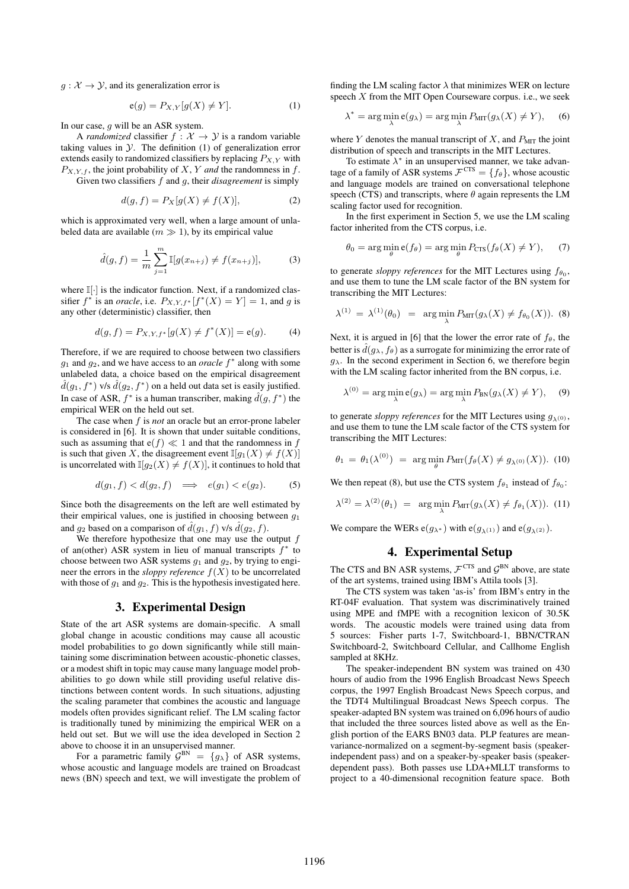$g : \mathcal{X} \to \mathcal{Y}$, and its generalization error is

$$\mathrm{e}(g) = P_{X,Y}[g(X) \neq Y]. \quad (1)$$

In our case, $g$ will be an ASR system.

A *randomized* classifier $f : \mathcal{X} \to \mathcal{Y}$ is a random variable taking values in $\mathcal{Y}$. The definition (1) of generalization error extends easily to randomized classifiers by replacing $P_{X,Y}$ with $P_{X,Y,f}$, the joint probability of $X, Y$ *and* the randomness in $f$.

Given two classifiers $f$ and $g$, their *disagreement* is simply

$$d(g, f) = P_X[g(X) \neq f(X)], \quad (2)$$

which is approximated very well, when a large amount of unlabeled data are available ($m \gg 1$), by its empirical value

$$\hat{d}(g, f) = \frac{1}{m} \sum_{j=1}^{m} \mathbb{I}[g(x_{n+j}) \neq f(x_{n+j})], \quad (3)$$

where $\mathbb{I}[\cdot]$ is the indicator function. Next, if a randomized classifier $f^*$ is an *oracle*, i.e. $P_{X,Y,f^*}[f^*(X) = Y] = 1$, and $g$ is any other (deterministic) classifier, then

$$d(g, f) = P_{X,Y,f^*}[g(X) \neq f^*(X)] = \mathrm{e}(g). \quad (4)$$

Therefore, if we are required to choose between two classifiers $g_1$ and $g_2$, and we have access to an *oracle* $f^*$ along with some unlabeled data, a choice based on the empirical disagreement $\hat{d}(g_1, f^*)$ v/s $\hat{d}(g_2, f^*)$ on a held out data set is easily justified. In case of ASR, $f^*$ is a human transcriber, making $\hat{d}(g, f^*)$ the empirical WER on the held out set.

The case when $f$ is *not* an oracle but an error-prone labeler is considered in [6]. It is shown that under suitable conditions, such as assuming that $\mathrm{e}(f) \ll 1$ and that the randomness in $f$ is such that given $X$, the disagreement event $\mathbb{I}[g_1(X) \neq f(X)]$ is uncorrelated with $\mathbb{I}[g_2(X) \neq f(X)]$, it continues to hold that

$$d(g_1, f) < d(g_2, f) \implies e(g_1) < e(g_2). \quad (5)$$

Since both the disagreements on the left are well estimated by their empirical values, one is justified in choosing between $g_1$ and $g_2$ based on a comparison of $\hat{d}(g_1, f)$ v/s $\hat{d}(g_2, f)$.

We therefore hypothesize that one may use the output $f$ of an(other) ASR system in lieu of manual transcripts $f^*$ to choose between two ASR systems $g_1$ and $g_2$, by trying to engineer the errors in the *sloppy reference* $f(X)$ to be uncorrelated with those of $g_1$ and $g_2$. This is the hypothesis investigated here.

## 3. Experimental Design

State of the art ASR systems are domain-specific. A small global change in acoustic conditions may cause all acoustic model probabilities to go down significantly while still maintaining some discrimination between acoustic-phonetic classes, or a modest shift in topic may cause many language model probabilities to go down while still providing useful relative distinctions between content words. In such situations, adjusting the scaling parameter that combines the acoustic and language models often provides significant relief. The LM scaling factor is traditionally tuned by minimizing the empirical WER on a held out set. But we will use the idea developed in Section 2 above to choose it in an unsupervised manner.

For a parametric family $\mathcal{G}^{\text{BN}} = \{g_\lambda\}$ of ASR systems, whose acoustic and language models are trained on Broadcast news (BN) speech and text, we will investigate the problem of finding the LM scaling factor $\lambda$ that minimizes WER on lecture speech $X$ from the MIT Open Courseware corpus. i.e., we seek

$$\lambda^* = \arg\min_\lambda \mathrm{e}(g_\lambda) = \arg\min_\lambda P_{\text{MIT}}(g_\lambda(X) \neq Y), \quad (6)$$

where $Y$ denotes the manual transcript of $X$, and $P_{\text{MIT}}$ the joint distribution of speech and transcripts in the MIT Lectures.

To estimate $\lambda^*$ in an unsupervised manner, we take advantage of a family of ASR systems $\mathcal{F}^{\text{CTS}} = \{f_\theta\}$, whose acoustic and language models are trained on conversational telephone speech (CTS) and transcripts, where $\theta$ again represents the LM scaling factor used for recognition.

In the first experiment in Section 5, we use the LM scaling factor inherited from the CTS corpus, i.e.

$$\theta_0 = \arg\min_\theta \mathrm{e}(f_\theta) = \arg\min_\theta P_{\text{CTS}}(f_\theta(X) \neq Y), \quad (7)$$

to generate *sloppy references* for the MIT Lectures using $f_{\theta_0}$, and use them to tune the LM scale factor of the BN system for transcribing the MIT Lectures:

$$\lambda^{(1)} = \lambda^{(1)}(\theta_0) = \arg\min_\lambda P_{\text{MIT}}(g_\lambda(X) \neq f_{\theta_0}(X)). \quad (8)$$

Next, it is argued in [6] that the lower the error rate of $f_\theta$, the better is $\hat{d}(g_\lambda, f_\theta)$ as a surrogate for minimizing the error rate of $g_\lambda$. In the second experiment in Section 6, we therefore begin with the LM scaling factor inherited from the BN corpus, i.e.

$$\lambda^{(0)} = \arg\min_\lambda \mathrm{e}(g_\lambda) = \arg\min_\lambda P_{\text{BN}}(g_\lambda(X) \neq Y), \quad (9)$$

to generate *sloppy references* for the MIT Lectures using $g_{\lambda^{(0)}}$, and use them to tune the LM scale factor of the CTS system for transcribing the MIT Lectures:

$$\theta_1 = \theta_1(\lambda^{(0)}) = \arg\min_\theta P_{\text{MIT}}(f_\theta(X) \neq g_{\lambda^{(0)}}(X)). \quad (10)$$

We then repeat (8), but use the CTS system $f_{\theta_1}$ instead of $f_{\theta_0}$:

$$\lambda^{(2)} = \lambda^{(2)}(\theta_1) = \arg\min_\lambda P_{\text{MIT}}(g_\lambda(X) \neq f_{\theta_1}(X)). \quad (11)$$

We compare the WERs $\mathrm{e}(g_{\lambda^*})$ with $\mathrm{e}(g_{\lambda^{(1)}})$ and $\mathrm{e}(g_{\lambda^{(2)}})$.

## 4. Experimental Setup

The CTS and BN ASR systems, $\mathcal{F}^{\text{CTS}}$ and $\mathcal{G}^{\text{BN}}$ above, are state of the art systems, trained using IBM's Attila tools [3].

The CTS system was taken 'as-is' from IBM's entry in the RT-04F evaluation. That system was discriminatively trained using MPE and fMPE with a recognition lexicon of 30.5K words. The acoustic models were trained using data from 5 sources: Fisher parts 1-7, Switchboard-1, BBN/CTRAN Switchboard-2, Switchboard Cellular, and Callhome English sampled at 8KHz.

The speaker-independent BN system was trained on 430 hours of audio from the 1996 English Broadcast News Speech corpus, the 1997 English Broadcast News Speech corpus, and the TDT4 Multilingual Broadcast News Speech corpus. The speaker-adapted BN system was trained on 6,096 hours of audio that included the three sources listed above as well as the English portion of the EARS BN03 data. PLP features are mean-variance-normalized on a segment-by-segment basis (speaker-independent pass) and on a speaker-by-speaker basis (speaker-dependent pass). Both passes use LDA+MLLT transforms to project to a 40-dimensional recognition feature space. Both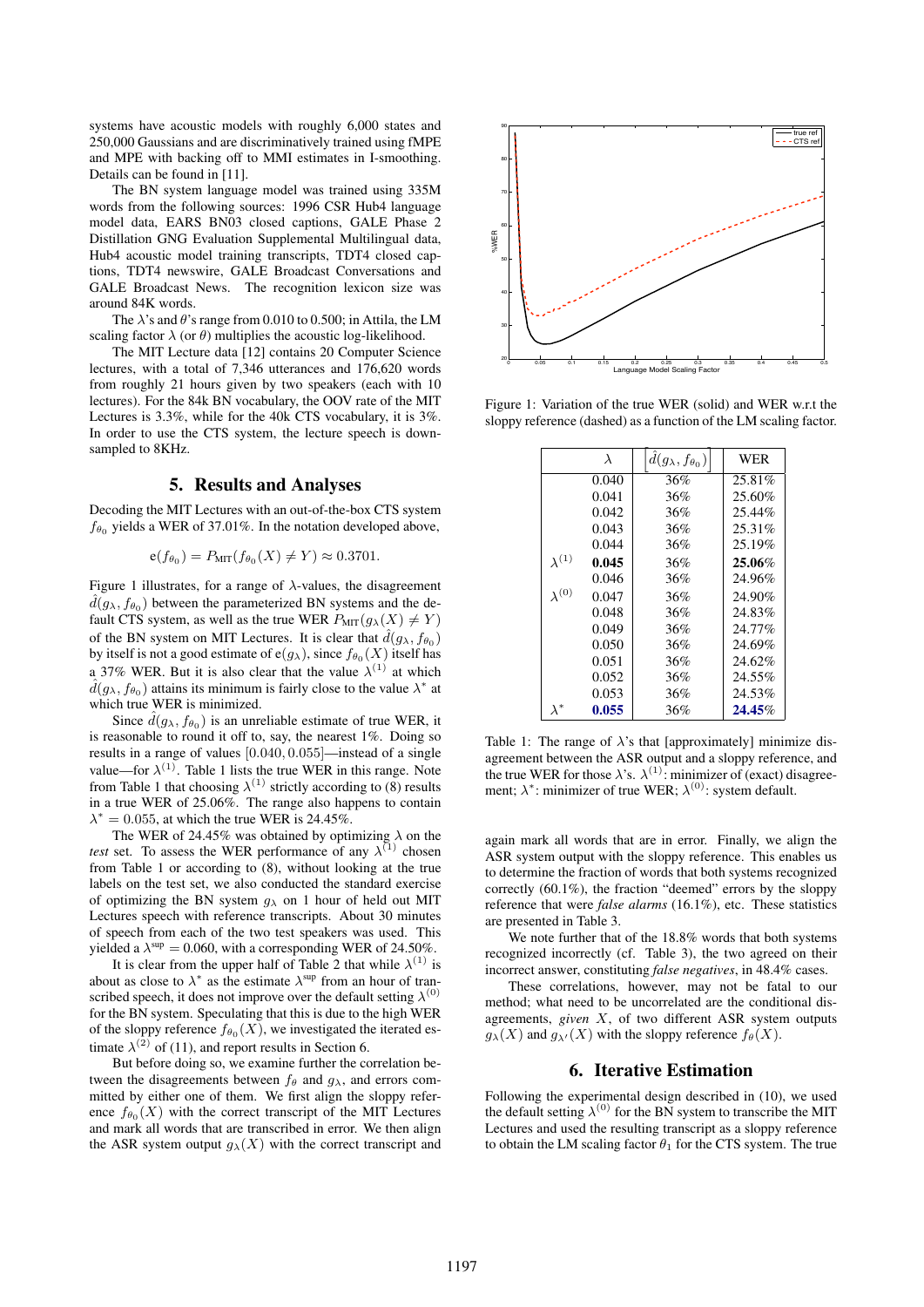systems have acoustic models with roughly 6,000 states and 250,000 Gaussians and are discriminatively trained using fMPE and MPE with backing off to MMI estimates in I-smoothing. Details can be found in [11].

The BN system language model was trained using 335M words from the following sources: 1996 CSR Hub4 language model data, EARS BN03 closed captions, GALE Phase 2 Distillation GNG Evaluation Supplemental Multilingual data, Hub4 acoustic model training transcripts, TDT4 closed captions, TDT4 newswire, GALE Broadcast Conversations and GALE Broadcast News. The recognition lexicon size was around 84K words.

The $\lambda$'s and $\theta$'s range from 0.010 to 0.500; in Attila, the LM scaling factor $\lambda$ (or $\theta$) multiplies the acoustic log-likelihood.

The MIT Lecture data [12] contains 20 Computer Science lectures, with a total of 7,346 utterances and 176,620 words from roughly 21 hours given by two speakers (each with 10 lectures). For the 84k BN vocabulary, the OOV rate of the MIT Lectures is 3.3%, while for the 40k CTS vocabulary, it is 3%. In order to use the CTS system, the lecture speech is down-sampled to 8KHz.

## 5. Results and Analyses

Decoding the MIT Lectures with an out-of-the-box CTS system $f_{\theta_0}$ yields a WER of 37.01%. In the notation developed above,

$$\mathrm{e}(f_{\theta_0}) = P_{\mathrm{MIT}}(f_{\theta_0}(X) \neq Y) \approx 0.3701.$$

Figure 1 illustrates, for a range of $\lambda$-values, the disagreement $\hat{d}(g_\lambda, f_{\theta_0})$ between the parameterized BN systems and the default CTS system, as well as the true WER $P_{\mathrm{MIT}}(g_\lambda(X) \neq Y)$ of the BN system on MIT Lectures. It is clear that $\hat{d}(g_\lambda, f_{\theta_0})$ by itself is not a good estimate of $\mathrm{e}(g_\lambda)$, since $f_{\theta_0}(X)$ itself has a 37% WER. But it is also clear that the value $\lambda^{(1)}$ at which $\hat{d}(g_\lambda, f_{\theta_0})$ attains its minimum is fairly close to the value $\lambda^*$ at which true WER is minimized.

Since $\hat{d}(g_\lambda, f_{\theta_0})$ is an unreliable estimate of true WER, it is reasonable to round it off to, say, the nearest 1%. Doing so results in a range of values $[0.040, 0.055]$—instead of a single value—for $\lambda^{(1)}$. Table 1 lists the true WER in this range. Note from Table 1 that choosing $\lambda^{(1)}$ strictly according to (8) results in a true WER of 25.06%. The range also happens to contain $\lambda^* = 0.055$, at which the true WER is 24.45%.

The WER of 24.45% was obtained by optimizing $\lambda$ on the *test* set. To assess the WER performance of any $\lambda^{(1)}$ chosen from Table 1 or according to (8), without looking at the true labels on the test set, we also conducted the standard exercise of optimizing the BN system $g_\lambda$ on 1 hour of held out MIT Lectures speech with reference transcripts. About 30 minutes of speech from each of the two test speakers was used. This yielded a $\lambda^{\text{sup}} = 0.060$, with a corresponding WER of 24.50%.

It is clear from the upper half of Table 2 that while $\lambda^{(1)}$ is about as close to $\lambda^*$ as the estimate $\lambda^{\text{sup}}$ from an hour of transcribed speech, it does not improve over the default setting $\lambda^{(0)}$ for the BN system. Speculating that this is due to the high WER of the sloppy reference $f_{\theta_0}(X)$, we investigated the iterated estimate $\lambda^{(2)}$ of (11), and report results in Section 6.

But before doing so, we examine further the correlation between the disagreements between $f_\theta$ and $g_\lambda$, and errors committed by either one of them. We first align the sloppy reference $f_{\theta_0}(X)$ with the correct transcript of the MIT Lectures and mark all words that are transcribed in error. We then align the ASR system output $g_\lambda(X)$ with the correct transcript and again mark all words that are in error. Finally, we align the ASR system output with the sloppy reference. This enables us to determine the fraction of words that both systems recognized correctly (60.1%), the fraction "deemed" errors by the sloppy reference that were *false alarms* (16.1%), etc. These statistics are presented in Table 3.

We note further that of the 18.8% words that both systems recognized incorrectly (cf. Table 3), the two agreed on their incorrect answer, constituting *false negatives*, in 48.4% cases.

These correlations, however, may not be fatal to our method; what need to be uncorrelated are the conditional disagreements, *given* $X$, of two different ASR system outputs $g_\lambda(X)$ and $g_{\lambda'}(X)$ with the sloppy reference $f_\theta(X)$.

Figure 1: Variation of the true WER (solid) and WER w.r.t the sloppy reference (dashed) as a function of the LM scaling factor.

| | $\lambda$ | $\hat{d}(g_\lambda, f_{\theta_0})$ | WER |
|---|---|---|---|
| | 0.040 | 36% | 25.81% |
| | 0.041 | 36% | 25.60% |
| | 0.042 | 36% | 25.44% |
| | 0.043 | 36% | 25.31% |
| | 0.044 | 36% | 25.19% |
| $\lambda^{(1)}$ | **0.045** | 36% | **25.06%** |
| | 0.046 | 36% | 24.96% |
| $\lambda^{(0)}$ | 0.047 | 36% | 24.90% |
| | 0.048 | 36% | 24.83% |
| | 0.049 | 36% | 24.77% |
| | 0.050 | 36% | 24.69% |
| | 0.051 | 36% | 24.62% |
| | 0.052 | 36% | 24.55% |
| | 0.053 | 36% | 24.53% |
| $\lambda^*$ | **0.055** | 36% | **24.45%** |

Table 1: The range of $\lambda$'s that [approximately] minimize disagreement between the ASR output and a sloppy reference, and the true WER for those $\lambda$'s. $\lambda^{(1)}$: minimizer of (exact) disagreement; $\lambda^*$: minimizer of true WER; $\lambda^{(0)}$: system default.

## 6. Iterative Estimation

Following the experimental design described in (10), we used the default setting $\lambda^{(0)}$ for the BN system to transcribe the MIT Lectures and used the resulting transcript as a sloppy reference to obtain the LM scaling factor $\theta_1$ for the CTS system. The true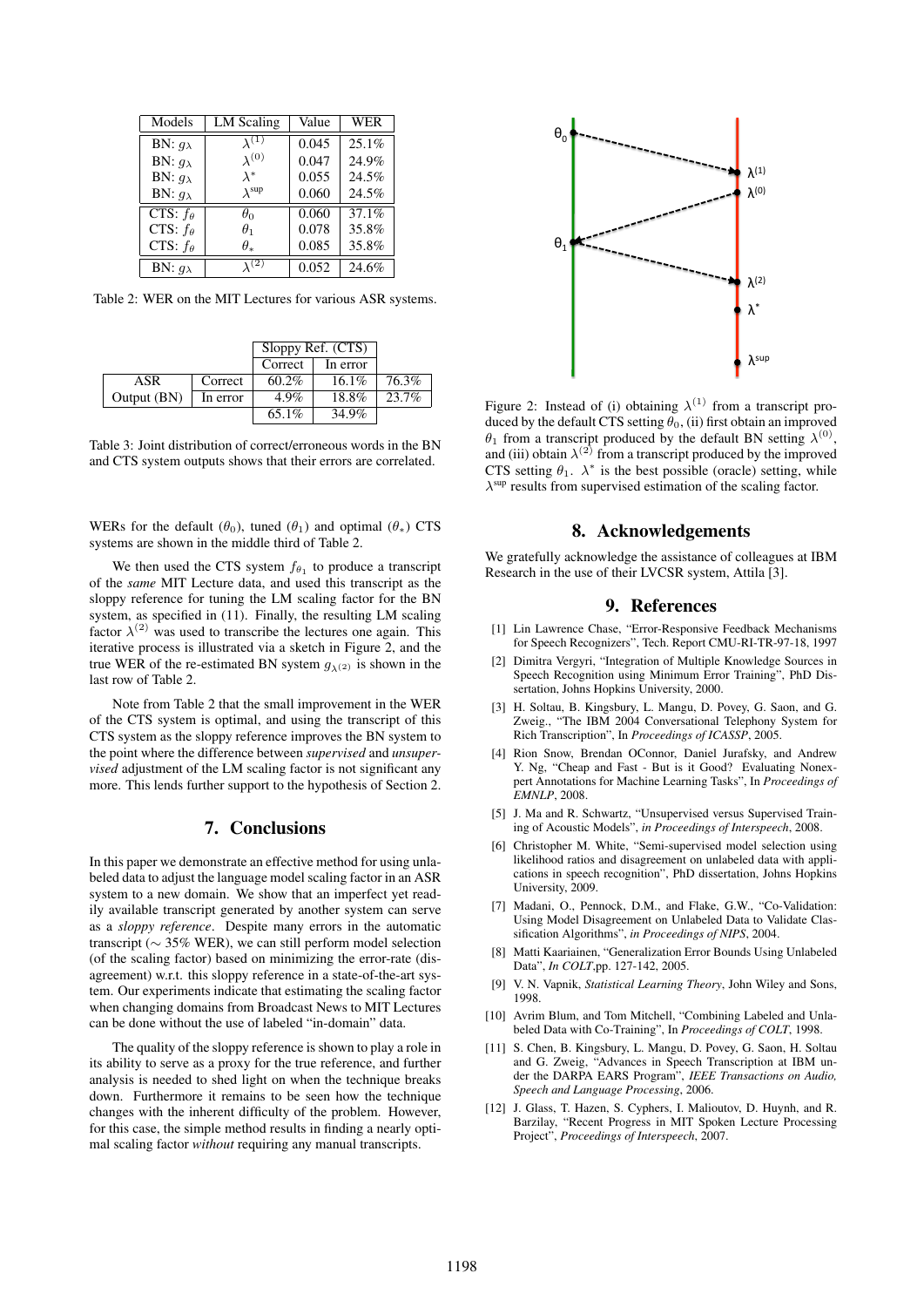| Models | LM Scaling | Value | WER |
|---|---|---|---|
| BN: $g_\lambda$ | $\lambda^{(1)}$ | 0.045 | 25.1% |
| BN: $g_\lambda$ | $\lambda^{(0)}$ | 0.047 | 24.9% |
| BN: $g_\lambda$ | $\lambda^{*}$ | 0.055 | 24.5% |
| BN: $g_\lambda$ | $\lambda^{\text{sup}}$ | 0.060 | 24.5% |
| CTS: $f_\theta$ | $\theta_0$ | 0.060 | 37.1% |
| CTS: $f_\theta$ | $\theta_1$ | 0.078 | 35.8% |
| CTS: $f_\theta$ | $\theta_*$ | 0.085 | 35.8% |
| BN: $g_\lambda$ | $\lambda^{(2)}$ | 0.052 | 24.6% |

Table 2: WER on the MIT Lectures for various ASR systems.

| | | Sloppy Ref. (CTS) | | |
|---|---|---|---|---|
| | | Correct | In error | |
| ASR | Correct | 60.2% | 16.1% | 76.3% |
| Output (BN) | In error | 4.9% | 18.8% | 23.7% |
| | | 65.1% | 34.9% | |

Table 3: Joint distribution of correct/erroneous words in the BN and CTS system outputs shows that their errors are correlated.

WERs for the default ($\theta_0$), tuned ($\theta_1$) and optimal ($\theta_*$) CTS systems are shown in the middle third of Table 2.

We then used the CTS system $f_{\theta_1}$ to produce a transcript of the *same* MIT Lecture data, and used this transcript as the sloppy reference for tuning the LM scaling factor for the BN system, as specified in (11). Finally, the resulting LM scaling factor $\lambda^{(2)}$ was used to transcribe the lectures one again. This iterative process is illustrated via a sketch in Figure 2, and the true WER of the re-estimated BN system $g_{\lambda^{(2)}}$ is shown in the last row of Table 2.

Note from Table 2 that the small improvement in the WER of the CTS system is optimal, and using the transcript of this CTS system as the sloppy reference improves the BN system to the point where the difference between *supervised* and *unsupervised* adjustment of the LM scaling factor is not significant any more. This lends further support to the hypothesis of Section 2.

## 7. Conclusions

In this paper we demonstrate an effective method for using unlabeled data to adjust the language model scaling factor in an ASR system to a new domain. We show that an imperfect yet readily available transcript generated by another system can serve as a *sloppy reference*. Despite many errors in the automatic transcript ($\sim$ 35% WER), we can still perform model selection (of the scaling factor) based on minimizing the error-rate (disagreement) w.r.t. this sloppy reference in a state-of-the-art system. Our experiments indicate that estimating the scaling factor when changing domains from Broadcast News to MIT Lectures can be done without the use of labeled "in-domain" data.

The quality of the sloppy reference is shown to play a role in its ability to serve as a proxy for the true reference, and further analysis is needed to shed light on when the technique breaks down. Furthermore it remains to be seen how the technique changes with the inherent difficulty of the problem. However, for this case, the simple method results in finding a nearly optimal scaling factor *without* requiring any manual transcripts.

θ0
θ1
λ(1)
λ(0)
λ(2)
λ*
λsup

Figure 2: Instead of (i) obtaining $\lambda^{(1)}$ from a transcript produced by the default CTS setting $\theta_0$, (ii) first obtain an improved $\theta_1$ from a transcript produced by the default BN setting $\lambda^{(0)}$, and (iii) obtain $\lambda^{(2)}$ from a transcript produced by the improved CTS setting $\theta_1$. $\lambda^*$ is the best possible (oracle) setting, while $\lambda^{\text{sup}}$ results from supervised estimation of the scaling factor.

## 8. Acknowledgements

We gratefully acknowledge the assistance of colleagues at IBM Research in the use of their LVCSR system, Attila [3].

## 9. References

[1] Lin Lawrence Chase, "Error-Responsive Feedback Mechanisms for Speech Recognizers", Tech. Report CMU-RI-TR-97-18, 1997

[2] Dimitra Vergyri, "Integration of Multiple Knowledge Sources in Speech Recognition using Minimum Error Training", PhD Dissertation, Johns Hopkins University, 2000.

[3] H. Soltau, B. Kingsbury, L. Mangu, D. Povey, G. Saon, and G. Zweig., "The IBM 2004 Conversational Telephony System for Rich Transcription", In *Proceedings of ICASSP*, 2005.

[4] Rion Snow, Brendan OConnor, Daniel Jurafsky, and Andrew Y. Ng, "Cheap and Fast - But is it Good? Evaluating Nonexpert Annotations for Machine Learning Tasks", In *Proceedings of EMNLP*, 2008.

[5] J. Ma and R. Schwartz, "Unsupervised versus Supervised Training of Acoustic Models", *in Proceedings of Interspeech*, 2008.

[6] Christopher M. White, "Semi-supervised model selection using likelihood ratios and disagreement on unlabeled data with applications in speech recognition", PhD dissertation, Johns Hopkins University, 2009.

[7] Madani, O., Pennock, D.M., and Flake, G.W., "Co-Validation: Using Model Disagreement on Unlabeled Data to Validate Classification Algorithms", *in Proceedings of NIPS*, 2004.

[8] Matti Kaariainen, "Generalization Error Bounds Using Unlabeled Data", *In COLT*,pp. 127-142, 2005.

[9] V. N. Vapnik, *Statistical Learning Theory*, John Wiley and Sons, 1998.

[10] Avrim Blum, and Tom Mitchell, "Combining Labeled and Unlabeled Data with Co-Training", In *Proceedings of COLT*, 1998.

[11] S. Chen, B. Kingsbury, L. Mangu, D. Povey, G. Saon, H. Soltau and G. Zweig, "Advances in Speech Transcription at IBM under the DARPA EARS Program", *IEEE Transactions on Audio, Speech and Language Processing*, 2006.

[12] J. Glass, T. Hazen, S. Cyphers, I. Malioutov, D. Huynh, and R. Barzilay, "Recent Progress in MIT Spoken Lecture Processing Project", *Proceedings of Interspeech*, 2007.